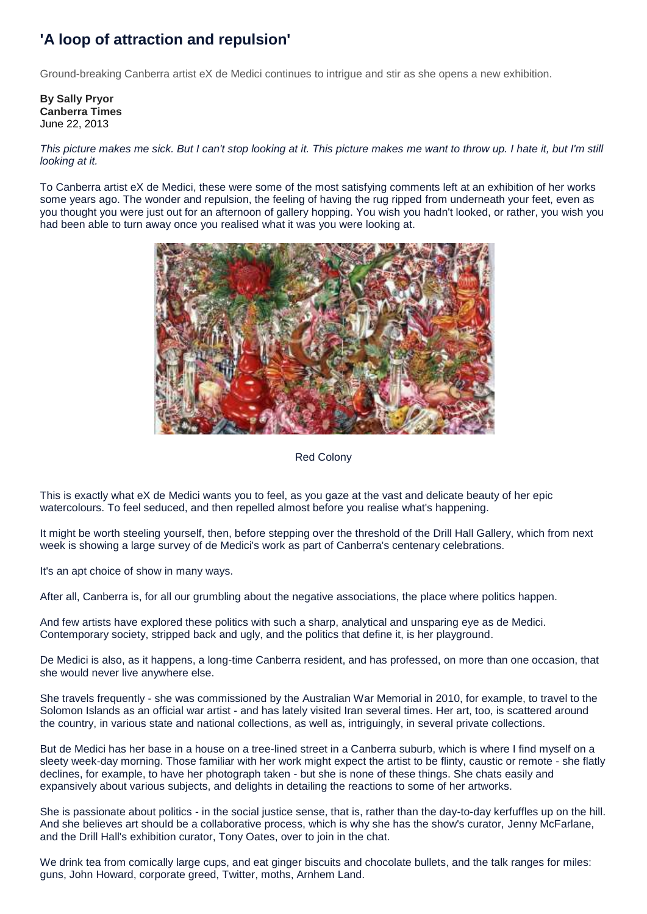# 'A loop of attraction and repulsion'

Ground-breaking Canberra artist eX de Medici continues to intrigue and stir as she opens a new exhibition.

**By Sally Pryor**
**Canberra Times**
June 22, 2013

*This picture makes me sick. But I can't stop looking at it. This picture makes me want to throw up. I hate it, but I'm still looking at it.*

To Canberra artist eX de Medici, these were some of the most satisfying comments left at an exhibition of her works some years ago. The wonder and repulsion, the feeling of having the rug ripped from underneath your feet, even as you thought you were just out for an afternoon of gallery hopping. You wish you hadn't looked, or rather, you wish you had been able to turn away once you realised what it was you were looking at.

Red Colony

This is exactly what eX de Medici wants you to feel, as you gaze at the vast and delicate beauty of her epic watercolours. To feel seduced, and then repelled almost before you realise what's happening.

It might be worth steeling yourself, then, before stepping over the threshold of the Drill Hall Gallery, which from next week is showing a large survey of de Medici's work as part of Canberra's centenary celebrations.

It's an apt choice of show in many ways.

After all, Canberra is, for all our grumbling about the negative associations, the place where politics happen.

And few artists have explored these politics with such a sharp, analytical and unsparing eye as de Medici. Contemporary society, stripped back and ugly, and the politics that define it, is her playground.

De Medici is also, as it happens, a long-time Canberra resident, and has professed, on more than one occasion, that she would never live anywhere else.

She travels frequently - she was commissioned by the Australian War Memorial in 2010, for example, to travel to the Solomon Islands as an official war artist - and has lately visited Iran several times. Her art, too, is scattered around the country, in various state and national collections, as well as, intriguingly, in several private collections.

But de Medici has her base in a house on a tree-lined street in a Canberra suburb, which is where I find myself on a sleety week-day morning. Those familiar with her work might expect the artist to be flinty, caustic or remote - she flatly declines, for example, to have her photograph taken - but she is none of these things. She chats easily and expansively about various subjects, and delights in detailing the reactions to some of her artworks.

She is passionate about politics - in the social justice sense, that is, rather than the day-to-day kerfuffles up on the hill. And she believes art should be a collaborative process, which is why she has the show's curator, Jenny McFarlane, and the Drill Hall's exhibition curator, Tony Oates, over to join in the chat.

We drink tea from comically large cups, and eat ginger biscuits and chocolate bullets, and the talk ranges for miles: guns, John Howard, corporate greed, Twitter, moths, Arnhem Land.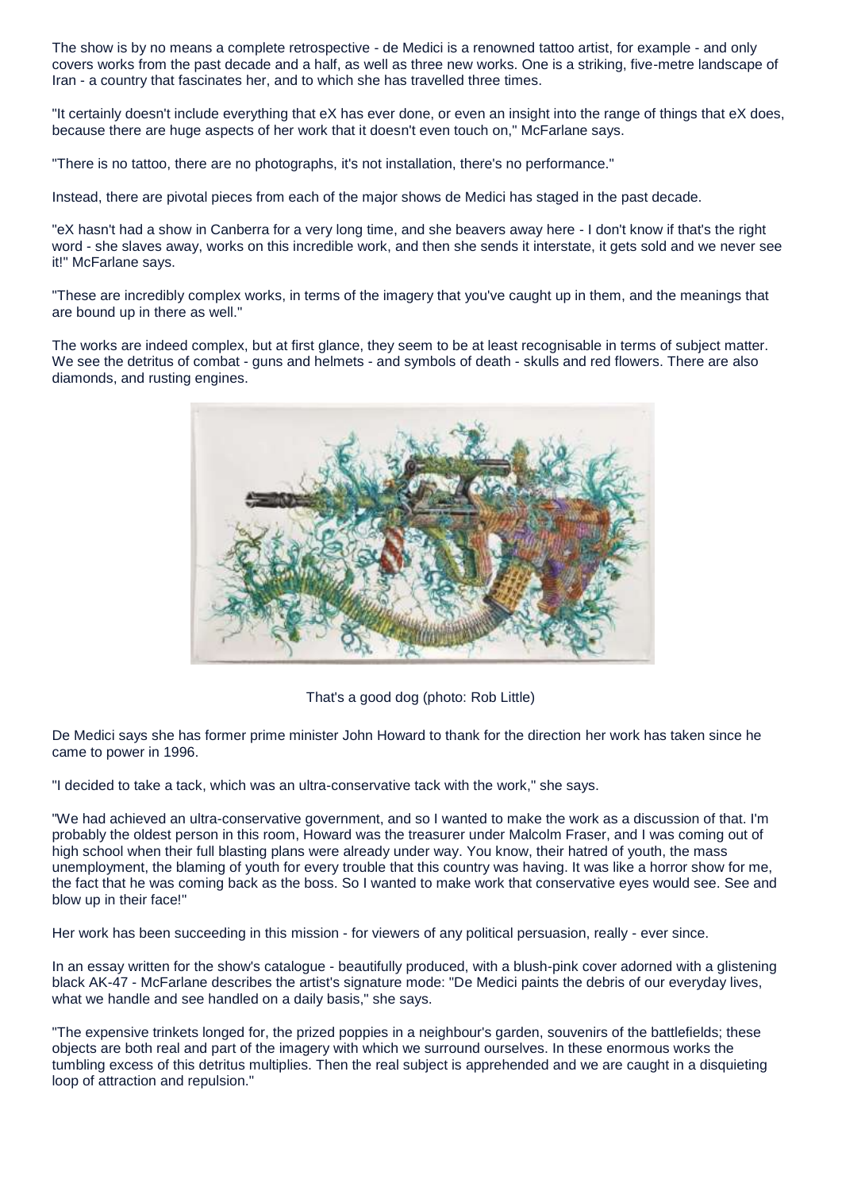The show is by no means a complete retrospective - de Medici is a renowned tattoo artist, for example - and only covers works from the past decade and a half, as well as three new works. One is a striking, five-metre landscape of Iran - a country that fascinates her, and to which she has travelled three times.

"It certainly doesn't include everything that eX has ever done, or even an insight into the range of things that eX does, because there are huge aspects of her work that it doesn't even touch on," McFarlane says.

"There is no tattoo, there are no photographs, it's not installation, there's no performance."

Instead, there are pivotal pieces from each of the major shows de Medici has staged in the past decade.

"eX hasn't had a show in Canberra for a very long time, and she beavers away here - I don't know if that's the right word - she slaves away, works on this incredible work, and then she sends it interstate, it gets sold and we never see it!" McFarlane says.

"These are incredibly complex works, in terms of the imagery that you've caught up in them, and the meanings that are bound up in there as well."

The works are indeed complex, but at first glance, they seem to be at least recognisable in terms of subject matter. We see the detritus of combat - guns and helmets - and symbols of death - skulls and red flowers. There are also diamonds, and rusting engines.

That's a good dog (photo: Rob Little)

De Medici says she has former prime minister John Howard to thank for the direction her work has taken since he came to power in 1996.

"I decided to take a tack, which was an ultra-conservative tack with the work," she says.

"We had achieved an ultra-conservative government, and so I wanted to make the work as a discussion of that. I'm probably the oldest person in this room, Howard was the treasurer under Malcolm Fraser, and I was coming out of high school when their full blasting plans were already under way. You know, their hatred of youth, the mass unemployment, the blaming of youth for every trouble that this country was having. It was like a horror show for me, the fact that he was coming back as the boss. So I wanted to make work that conservative eyes would see. See and blow up in their face!"

Her work has been succeeding in this mission - for viewers of any political persuasion, really - ever since.

In an essay written for the show's catalogue - beautifully produced, with a blush-pink cover adorned with a glistening black AK-47 - McFarlane describes the artist's signature mode: "De Medici paints the debris of our everyday lives, what we handle and see handled on a daily basis," she says.

"The expensive trinkets longed for, the prized poppies in a neighbour's garden, souvenirs of the battlefields; these objects are both real and part of the imagery with which we surround ourselves. In these enormous works the tumbling excess of this detritus multiplies. Then the real subject is apprehended and we are caught in a disquieting loop of attraction and repulsion."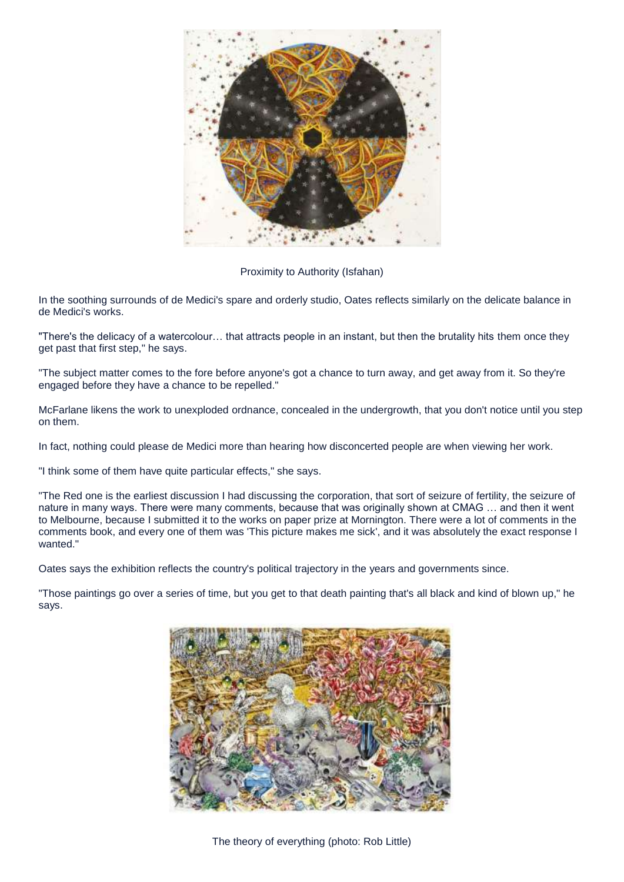Proximity to Authority (Isfahan)

In the soothing surrounds of de Medici's spare and orderly studio, Oates reflects similarly on the delicate balance in de Medici's works.

"There's the delicacy of a watercolour… that attracts people in an instant, but then the brutality hits them once they get past that first step," he says.

"The subject matter comes to the fore before anyone's got a chance to turn away, and get away from it. So they're engaged before they have a chance to be repelled."

McFarlane likens the work to unexploded ordnance, concealed in the undergrowth, that you don't notice until you step on them.

In fact, nothing could please de Medici more than hearing how disconcerted people are when viewing her work.

"I think some of them have quite particular effects," she says.

"The Red one is the earliest discussion I had discussing the corporation, that sort of seizure of fertility, the seizure of nature in many ways. There were many comments, because that was originally shown at CMAG … and then it went to Melbourne, because I submitted it to the works on paper prize at Mornington. There were a lot of comments in the comments book, and every one of them was 'This picture makes me sick', and it was absolutely the exact response I wanted."

Oates says the exhibition reflects the country's political trajectory in the years and governments since.

"Those paintings go over a series of time, but you get to that death painting that's all black and kind of blown up," he says.

The theory of everything (photo: Rob Little)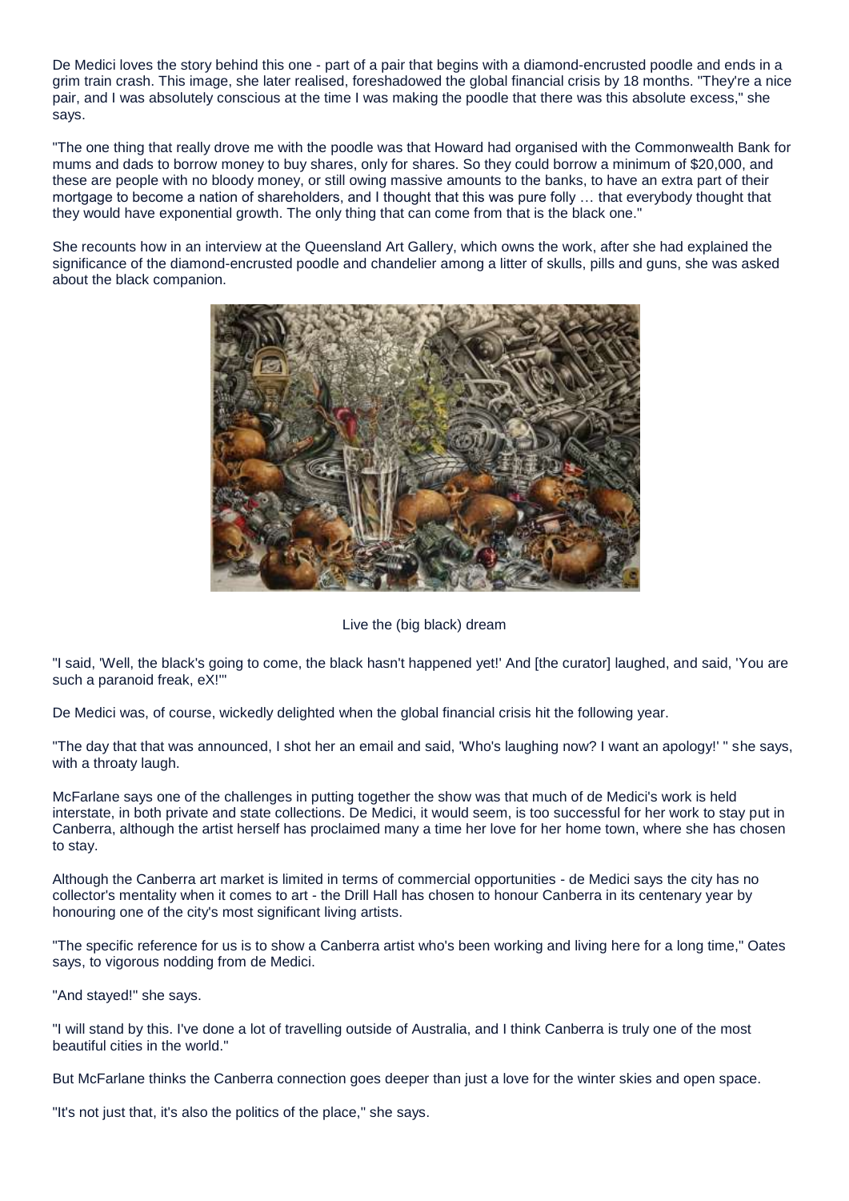De Medici loves the story behind this one - part of a pair that begins with a diamond-encrusted poodle and ends in a grim train crash. This image, she later realised, foreshadowed the global financial crisis by 18 months. "They're a nice pair, and I was absolutely conscious at the time I was making the poodle that there was this absolute excess," she says.

"The one thing that really drove me with the poodle was that Howard had organised with the Commonwealth Bank for mums and dads to borrow money to buy shares, only for shares. So they could borrow a minimum of $20,000, and these are people with no bloody money, or still owing massive amounts to the banks, to have an extra part of their mortgage to become a nation of shareholders, and I thought that this was pure folly … that everybody thought that they would have exponential growth. The only thing that can come from that is the black one."

She recounts how in an interview at the Queensland Art Gallery, which owns the work, after she had explained the significance of the diamond-encrusted poodle and chandelier among a litter of skulls, pills and guns, she was asked about the black companion.

Live the (big black) dream

"I said, 'Well, the black's going to come, the black hasn't happened yet!' And [the curator] laughed, and said, 'You are such a paranoid freak, eX!'"

De Medici was, of course, wickedly delighted when the global financial crisis hit the following year.

"The day that that was announced, I shot her an email and said, 'Who's laughing now? I want an apology!' " she says, with a throaty laugh.

McFarlane says one of the challenges in putting together the show was that much of de Medici's work is held interstate, in both private and state collections. De Medici, it would seem, is too successful for her work to stay put in Canberra, although the artist herself has proclaimed many a time her love for her home town, where she has chosen to stay.

Although the Canberra art market is limited in terms of commercial opportunities - de Medici says the city has no collector's mentality when it comes to art - the Drill Hall has chosen to honour Canberra in its centenary year by honouring one of the city's most significant living artists.

"The specific reference for us is to show a Canberra artist who's been working and living here for a long time," Oates says, to vigorous nodding from de Medici.

"And stayed!" she says.

"I will stand by this. I've done a lot of travelling outside of Australia, and I think Canberra is truly one of the most beautiful cities in the world."

But McFarlane thinks the Canberra connection goes deeper than just a love for the winter skies and open space.

"It's not just that, it's also the politics of the place," she says.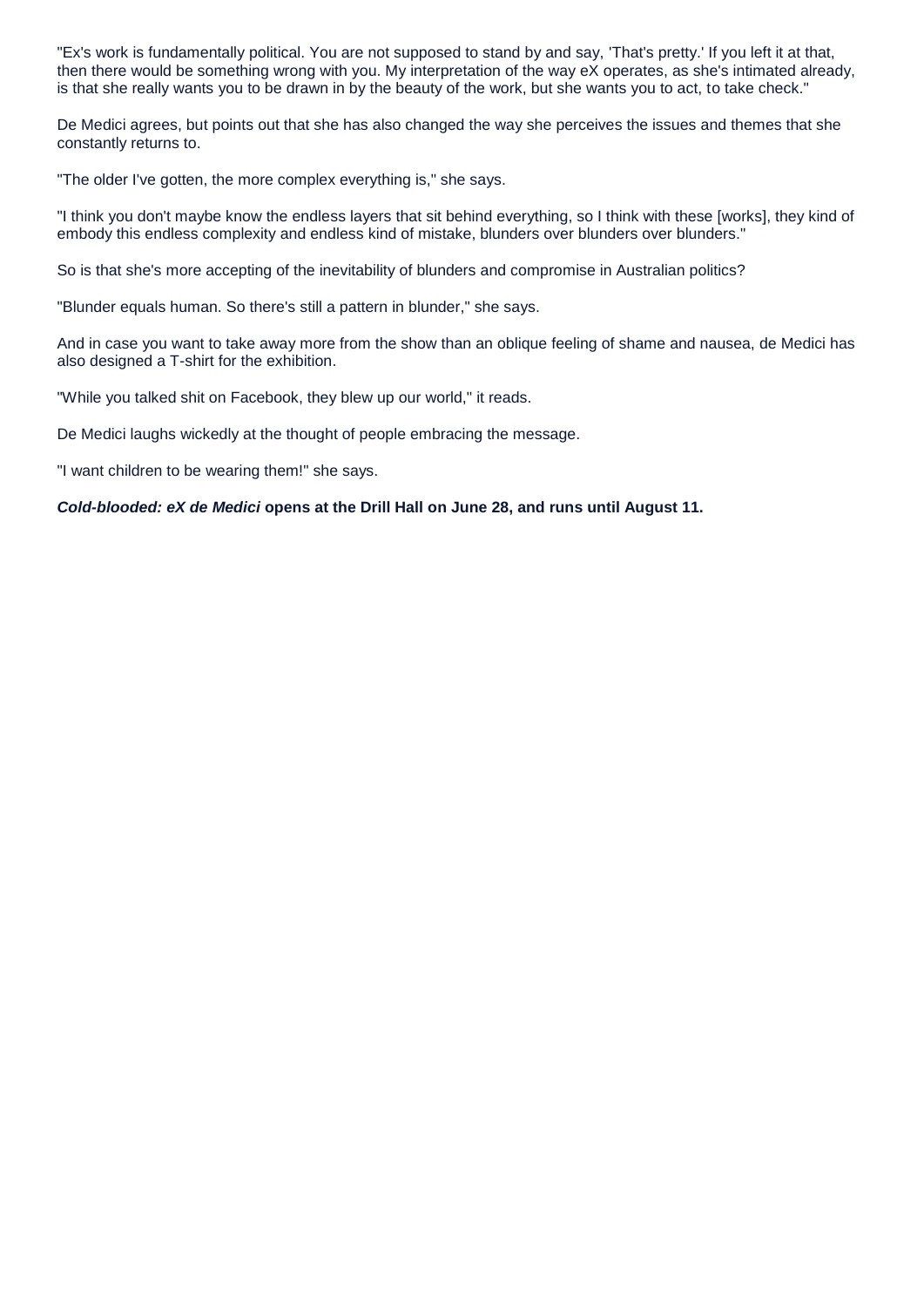"Ex's work is fundamentally political. You are not supposed to stand by and say, 'That's pretty.' If you left it at that, then there would be something wrong with you. My interpretation of the way eX operates, as she's intimated already, is that she really wants you to be drawn in by the beauty of the work, but she wants you to act, to take check."

De Medici agrees, but points out that she has also changed the way she perceives the issues and themes that she constantly returns to.

"The older I've gotten, the more complex everything is," she says.

"I think you don't maybe know the endless layers that sit behind everything, so I think with these [works], they kind of embody this endless complexity and endless kind of mistake, blunders over blunders over blunders."

So is that she's more accepting of the inevitability of blunders and compromise in Australian politics?

"Blunder equals human. So there's still a pattern in blunder," she says.

And in case you want to take away more from the show than an oblique feeling of shame and nausea, de Medici has also designed a T-shirt for the exhibition.

"While you talked shit on Facebook, they blew up our world," it reads.

De Medici laughs wickedly at the thought of people embracing the message.

"I want children to be wearing them!" she says.

***Cold-blooded: eX de Medici* opens at the Drill Hall on June 28, and runs until August 11.**